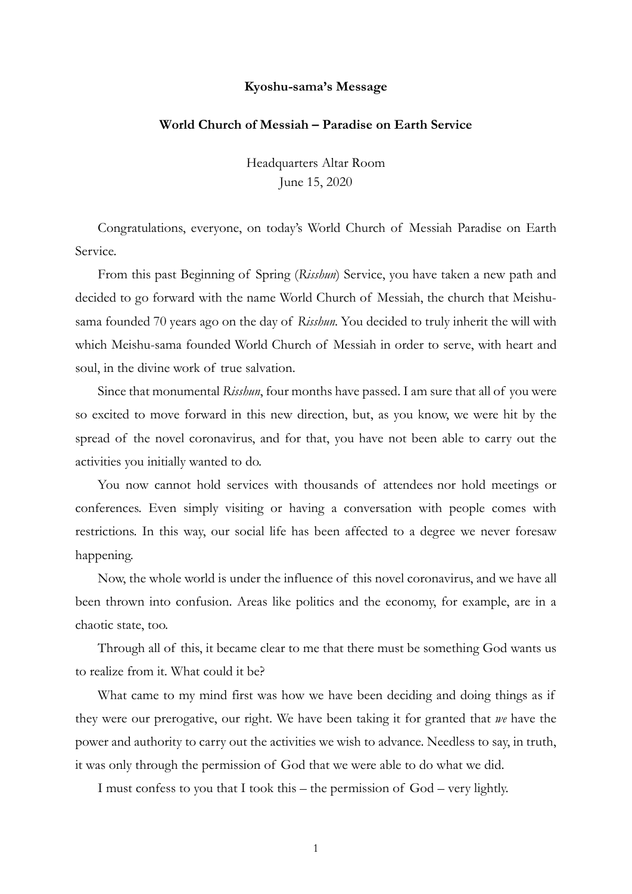**Kyoshu-sama's Message**

**World Church of Messiah – Paradise on Earth Service**

Headquarters Altar Room
June 15, 2020

Congratulations, everyone, on today's World Church of Messiah Paradise on Earth Service.

From this past Beginning of Spring (*Risshun*) Service, you have taken a new path and decided to go forward with the name World Church of Messiah, the church that Meishu-sama founded 70 years ago on the day of *Risshun*. You decided to truly inherit the will with which Meishu-sama founded World Church of Messiah in order to serve, with heart and soul, in the divine work of true salvation.

Since that monumental *Risshun*, four months have passed. I am sure that all of you were so excited to move forward in this new direction, but, as you know, we were hit by the spread of the novel coronavirus, and for that, you have not been able to carry out the activities you initially wanted to do.

You now cannot hold services with thousands of attendees nor hold meetings or conferences. Even simply visiting or having a conversation with people comes with restrictions. In this way, our social life has been affected to a degree we never foresaw happening.

Now, the whole world is under the influence of this novel coronavirus, and we have all been thrown into confusion. Areas like politics and the economy, for example, are in a chaotic state, too.

Through all of this, it became clear to me that there must be something God wants us to realize from it. What could it be?

What came to my mind first was how we have been deciding and doing things as if they were our prerogative, our right. We have been taking it for granted that *we* have the power and authority to carry out the activities we wish to advance. Needless to say, in truth, it was only through the permission of God that we were able to do what we did.

I must confess to you that I took this – the permission of God – very lightly.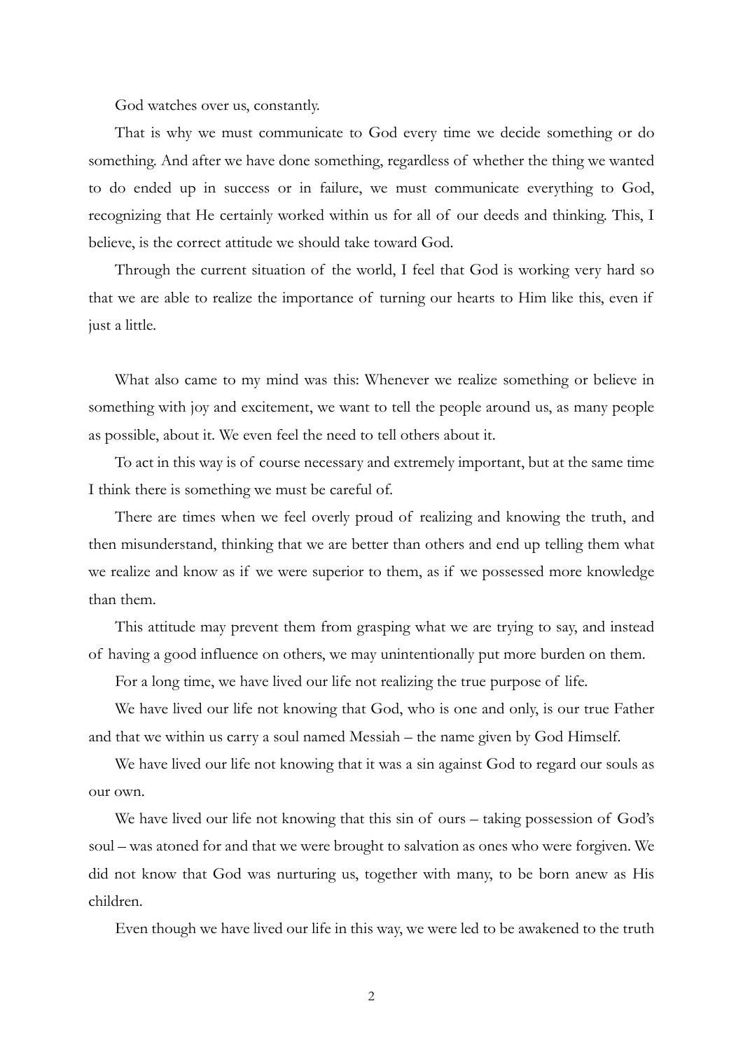God watches over us, constantly.

That is why we must communicate to God every time we decide something or do something. And after we have done something, regardless of whether the thing we wanted to do ended up in success or in failure, we must communicate everything to God, recognizing that He certainly worked within us for all of our deeds and thinking. This, I believe, is the correct attitude we should take toward God.

Through the current situation of the world, I feel that God is working very hard so that we are able to realize the importance of turning our hearts to Him like this, even if just a little.

What also came to my mind was this: Whenever we realize something or believe in something with joy and excitement, we want to tell the people around us, as many people as possible, about it. We even feel the need to tell others about it.

To act in this way is of course necessary and extremely important, but at the same time I think there is something we must be careful of.

There are times when we feel overly proud of realizing and knowing the truth, and then misunderstand, thinking that we are better than others and end up telling them what we realize and know as if we were superior to them, as if we possessed more knowledge than them.

This attitude may prevent them from grasping what we are trying to say, and instead of having a good influence on others, we may unintentionally put more burden on them.

For a long time, we have lived our life not realizing the true purpose of life.

We have lived our life not knowing that God, who is one and only, is our true Father and that we within us carry a soul named Messiah – the name given by God Himself.

We have lived our life not knowing that it was a sin against God to regard our souls as our own.

We have lived our life not knowing that this sin of ours – taking possession of God's soul – was atoned for and that we were brought to salvation as ones who were forgiven. We did not know that God was nurturing us, together with many, to be born anew as His children.

Even though we have lived our life in this way, we were led to be awakened to the truth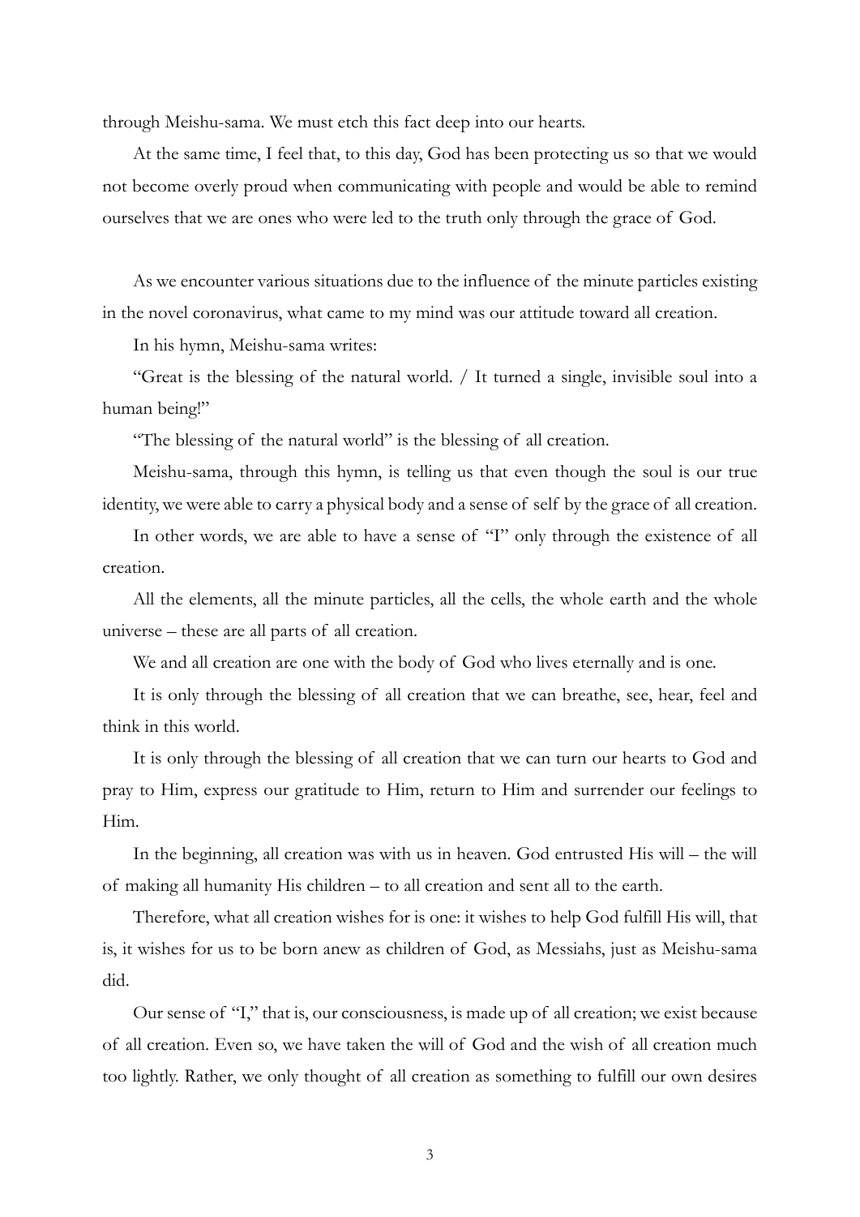through Meishu-sama. We must etch this fact deep into our hearts.

At the same time, I feel that, to this day, God has been protecting us so that we would not become overly proud when communicating with people and would be able to remind ourselves that we are ones who were led to the truth only through the grace of God.

As we encounter various situations due to the influence of the minute particles existing in the novel coronavirus, what came to my mind was our attitude toward all creation.

In his hymn, Meishu-sama writes:

"Great is the blessing of the natural world. / It turned a single, invisible soul into a human being!"

"The blessing of the natural world" is the blessing of all creation.

Meishu-sama, through this hymn, is telling us that even though the soul is our true identity, we were able to carry a physical body and a sense of self by the grace of all creation.

In other words, we are able to have a sense of "I" only through the existence of all creation.

All the elements, all the minute particles, all the cells, the whole earth and the whole universe – these are all parts of all creation.

We and all creation are one with the body of God who lives eternally and is one.

It is only through the blessing of all creation that we can breathe, see, hear, feel and think in this world.

It is only through the blessing of all creation that we can turn our hearts to God and pray to Him, express our gratitude to Him, return to Him and surrender our feelings to Him.

In the beginning, all creation was with us in heaven. God entrusted His will – the will of making all humanity His children – to all creation and sent all to the earth.

Therefore, what all creation wishes for is one: it wishes to help God fulfill His will, that is, it wishes for us to be born anew as children of God, as Messiahs, just as Meishu-sama did.

Our sense of "I," that is, our consciousness, is made up of all creation; we exist because of all creation. Even so, we have taken the will of God and the wish of all creation much too lightly. Rather, we only thought of all creation as something to fulfill our own desires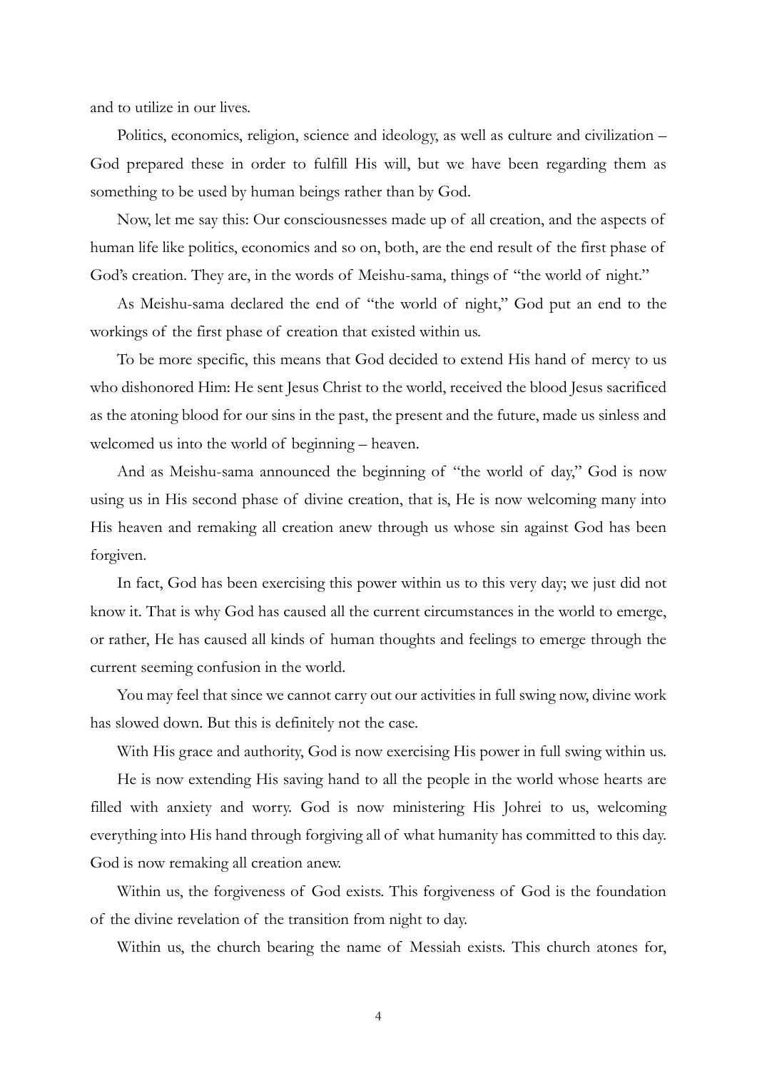and to utilize in our lives.

Politics, economics, religion, science and ideology, as well as culture and civilization – God prepared these in order to fulfill His will, but we have been regarding them as something to be used by human beings rather than by God.

Now, let me say this: Our consciousnesses made up of all creation, and the aspects of human life like politics, economics and so on, both, are the end result of the first phase of God's creation. They are, in the words of Meishu-sama, things of "the world of night."

As Meishu-sama declared the end of "the world of night," God put an end to the workings of the first phase of creation that existed within us.

To be more specific, this means that God decided to extend His hand of mercy to us who dishonored Him: He sent Jesus Christ to the world, received the blood Jesus sacrificed as the atoning blood for our sins in the past, the present and the future, made us sinless and welcomed us into the world of beginning – heaven.

And as Meishu-sama announced the beginning of "the world of day," God is now using us in His second phase of divine creation, that is, He is now welcoming many into His heaven and remaking all creation anew through us whose sin against God has been forgiven.

In fact, God has been exercising this power within us to this very day; we just did not know it. That is why God has caused all the current circumstances in the world to emerge, or rather, He has caused all kinds of human thoughts and feelings to emerge through the current seeming confusion in the world.

You may feel that since we cannot carry out our activities in full swing now, divine work has slowed down. But this is definitely not the case.

With His grace and authority, God is now exercising His power in full swing within us.

He is now extending His saving hand to all the people in the world whose hearts are filled with anxiety and worry. God is now ministering His Johrei to us, welcoming everything into His hand through forgiving all of what humanity has committed to this day. God is now remaking all creation anew.

Within us, the forgiveness of God exists. This forgiveness of God is the foundation of the divine revelation of the transition from night to day.

Within us, the church bearing the name of Messiah exists. This church atones for,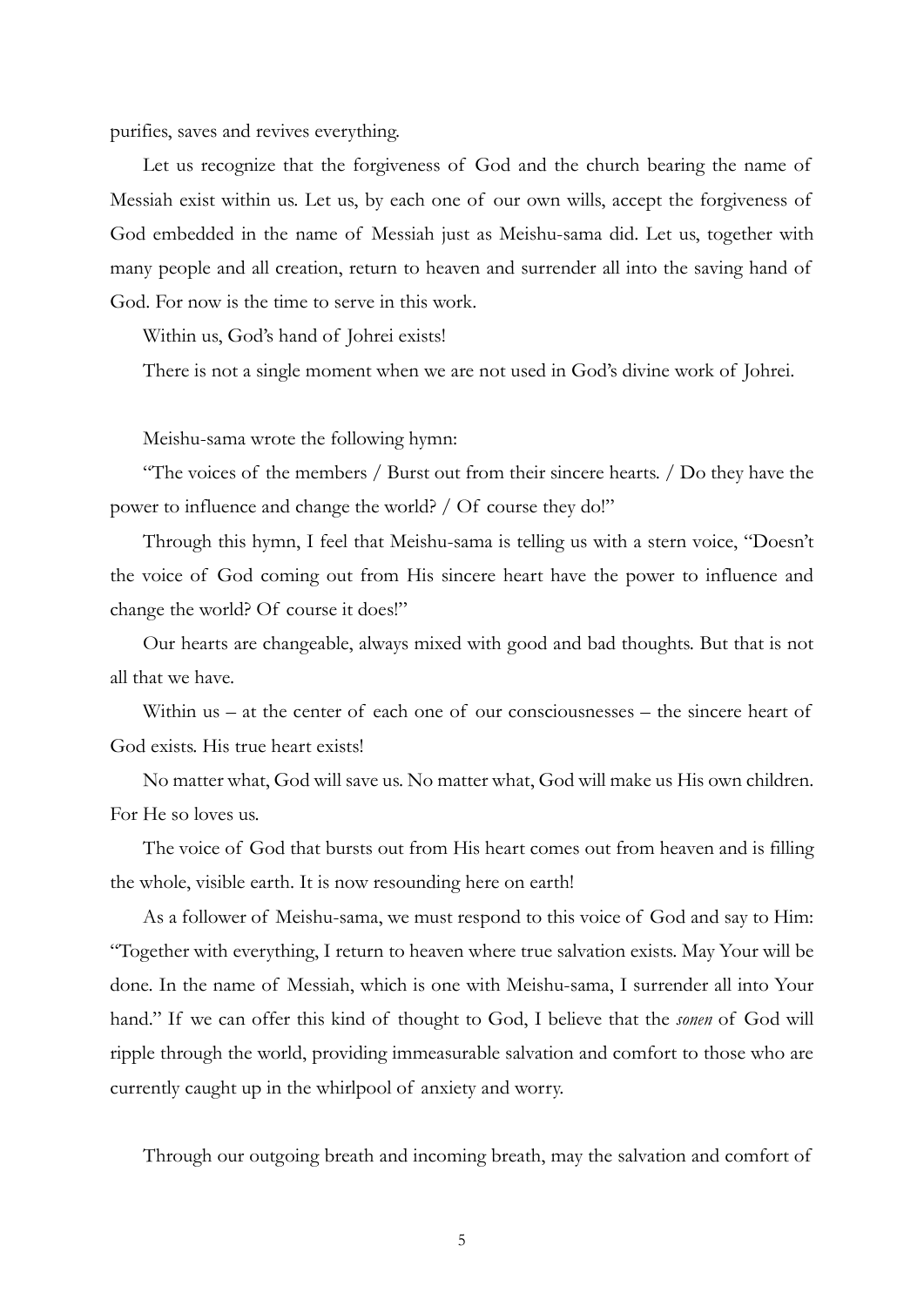purifies, saves and revives everything.

Let us recognize that the forgiveness of God and the church bearing the name of Messiah exist within us. Let us, by each one of our own wills, accept the forgiveness of God embedded in the name of Messiah just as Meishu-sama did. Let us, together with many people and all creation, return to heaven and surrender all into the saving hand of God. For now is the time to serve in this work.

Within us, God's hand of Johrei exists!

There is not a single moment when we are not used in God's divine work of Johrei.

Meishu-sama wrote the following hymn:

"The voices of the members / Burst out from their sincere hearts. / Do they have the power to influence and change the world? / Of course they do!"

Through this hymn, I feel that Meishu-sama is telling us with a stern voice, "Doesn't the voice of God coming out from His sincere heart have the power to influence and change the world? Of course it does!"

Our hearts are changeable, always mixed with good and bad thoughts. But that is not all that we have.

Within us – at the center of each one of our consciousnesses – the sincere heart of God exists. His true heart exists!

No matter what, God will save us. No matter what, God will make us His own children. For He so loves us.

The voice of God that bursts out from His heart comes out from heaven and is filling the whole, visible earth. It is now resounding here on earth!

As a follower of Meishu-sama, we must respond to this voice of God and say to Him: "Together with everything, I return to heaven where true salvation exists. May Your will be done. In the name of Messiah, which is one with Meishu-sama, I surrender all into Your hand." If we can offer this kind of thought to God, I believe that the *sonen* of God will ripple through the world, providing immeasurable salvation and comfort to those who are currently caught up in the whirlpool of anxiety and worry.

Through our outgoing breath and incoming breath, may the salvation and comfort of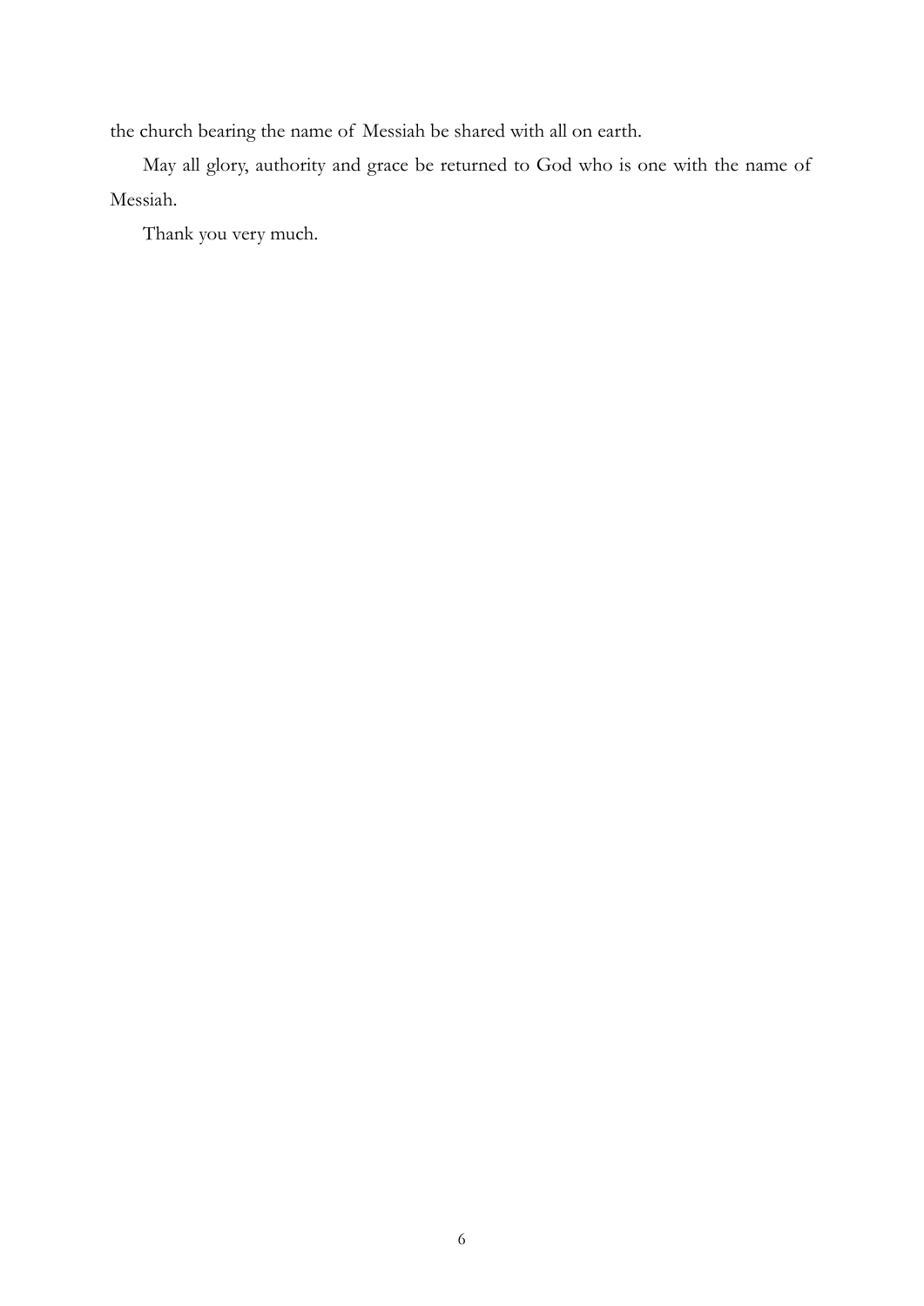the church bearing the name of Messiah be shared with all on earth.

May all glory, authority and grace be returned to God who is one with the name of Messiah.

Thank you very much.